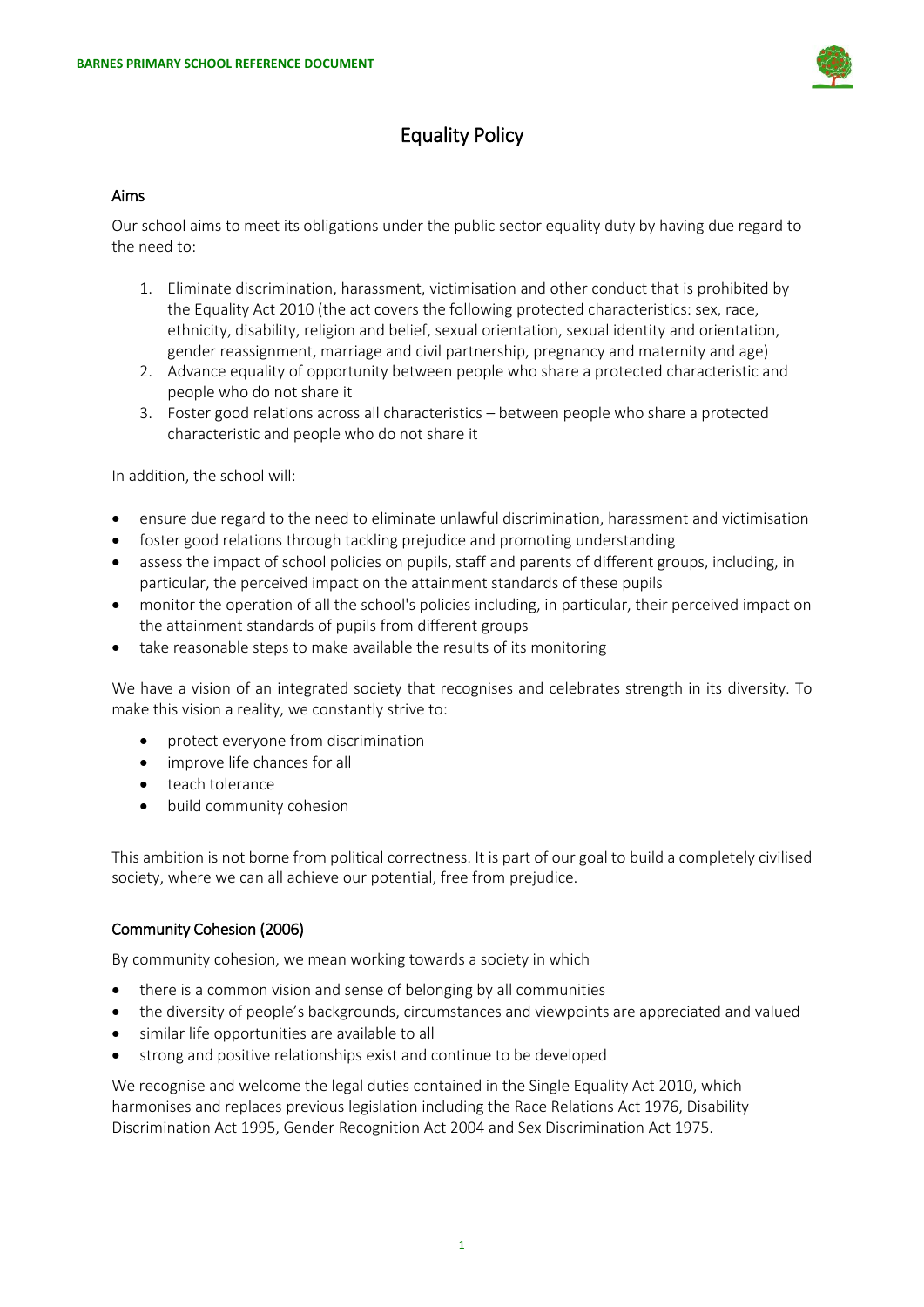# Equality Policy

## Aims

Our school aims to meet its obligations under the public sector equality duty by having due regard to the need to:

1. Eliminate discrimination, harassment, victimisation and other conduct that is prohibited by the Equality Act 2010 (the act covers the following protected characteristics: sex, race, ethnicity, disability, religion and belief, sexual orientation, sexual identity and orientation, gender reassignment, marriage and civil partnership, pregnancy and maternity and age)
2. Advance equality of opportunity between people who share a protected characteristic and people who do not share it
3. Foster good relations across all characteristics – between people who share a protected characteristic and people who do not share it

In addition, the school will:

- ensure due regard to the need to eliminate unlawful discrimination, harassment and victimisation
- foster good relations through tackling prejudice and promoting understanding
- assess the impact of school policies on pupils, staff and parents of different groups, including, in particular, the perceived impact on the attainment standards of these pupils
- monitor the operation of all the school's policies including, in particular, their perceived impact on the attainment standards of pupils from different groups
- take reasonable steps to make available the results of its monitoring

We have a vision of an integrated society that recognises and celebrates strength in its diversity. To make this vision a reality, we constantly strive to:

- protect everyone from discrimination
- improve life chances for all
- teach tolerance
- build community cohesion

This ambition is not borne from political correctness. It is part of our goal to build a completely civilised society, where we can all achieve our potential, free from prejudice.

## Community Cohesion (2006)

By community cohesion, we mean working towards a society in which

- there is a common vision and sense of belonging by all communities
- the diversity of people's backgrounds, circumstances and viewpoints are appreciated and valued
- similar life opportunities are available to all
- strong and positive relationships exist and continue to be developed

We recognise and welcome the legal duties contained in the Single Equality Act 2010, which harmonises and replaces previous legislation including the Race Relations Act 1976, Disability Discrimination Act 1995, Gender Recognition Act 2004 and Sex Discrimination Act 1975.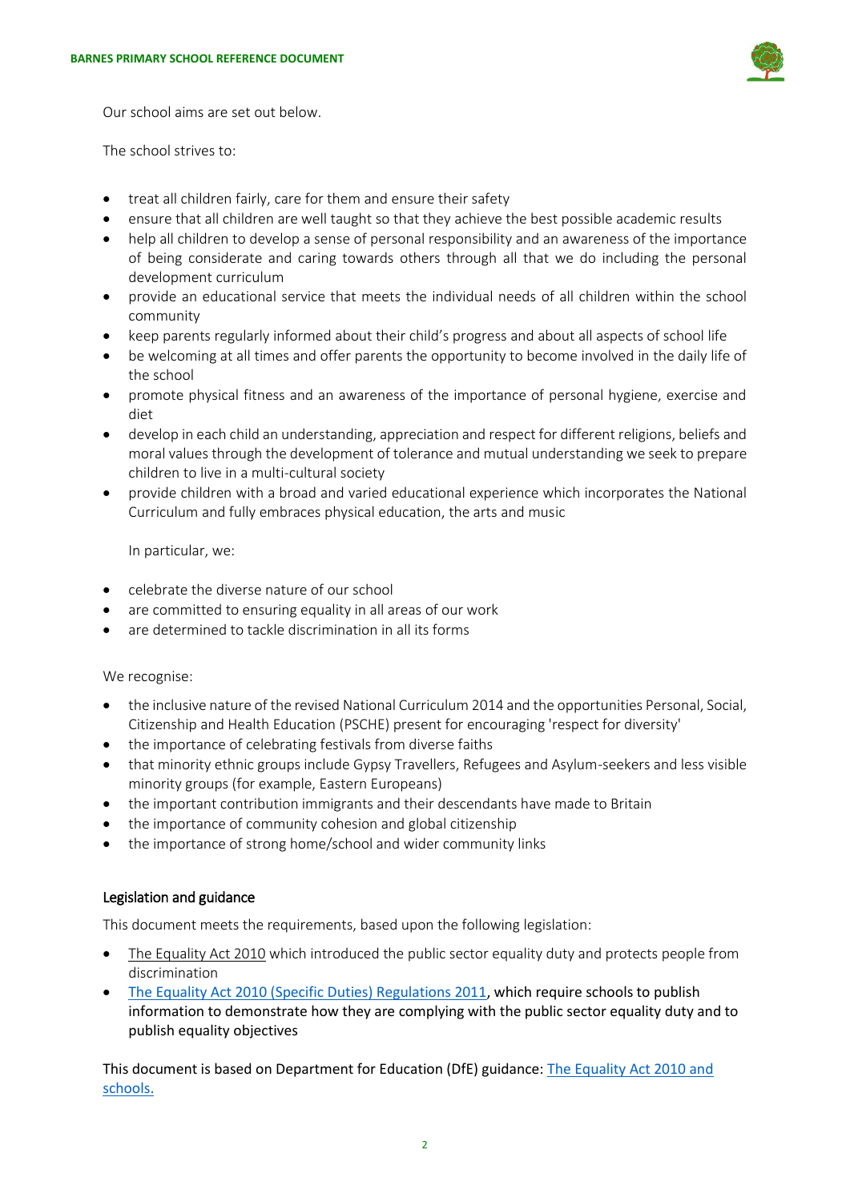Our school aims are set out below.

The school strives to:

- treat all children fairly, care for them and ensure their safety
- ensure that all children are well taught so that they achieve the best possible academic results
- help all children to develop a sense of personal responsibility and an awareness of the importance of being considerate and caring towards others through all that we do including the personal development curriculum
- provide an educational service that meets the individual needs of all children within the school community
- keep parents regularly informed about their child's progress and about all aspects of school life
- be welcoming at all times and offer parents the opportunity to become involved in the daily life of the school
- promote physical fitness and an awareness of the importance of personal hygiene, exercise and diet
- develop in each child an understanding, appreciation and respect for different religions, beliefs and moral values through the development of tolerance and mutual understanding we seek to prepare children to live in a multi-cultural society
- provide children with a broad and varied educational experience which incorporates the National Curriculum and fully embraces physical education, the arts and music

In particular, we:

- celebrate the diverse nature of our school
- are committed to ensuring equality in all areas of our work
- are determined to tackle discrimination in all its forms

We recognise:

- the inclusive nature of the revised National Curriculum 2014 and the opportunities Personal, Social, Citizenship and Health Education (PSCHE) present for encouraging 'respect for diversity'
- the importance of celebrating festivals from diverse faiths
- that minority ethnic groups include Gypsy Travellers, Refugees and Asylum-seekers and less visible minority groups (for example, Eastern Europeans)
- the important contribution immigrants and their descendants have made to Britain
- the importance of community cohesion and global citizenship
- the importance of strong home/school and wider community links

## Legislation and guidance

This document meets the requirements, based upon the following legislation:

- The Equality Act 2010 which introduced the public sector equality duty and protects people from discrimination
- The Equality Act 2010 (Specific Duties) Regulations 2011, which require schools to publish information to demonstrate how they are complying with the public sector equality duty and to publish equality objectives

This document is based on Department for Education (DfE) guidance: The Equality Act 2010 and schools.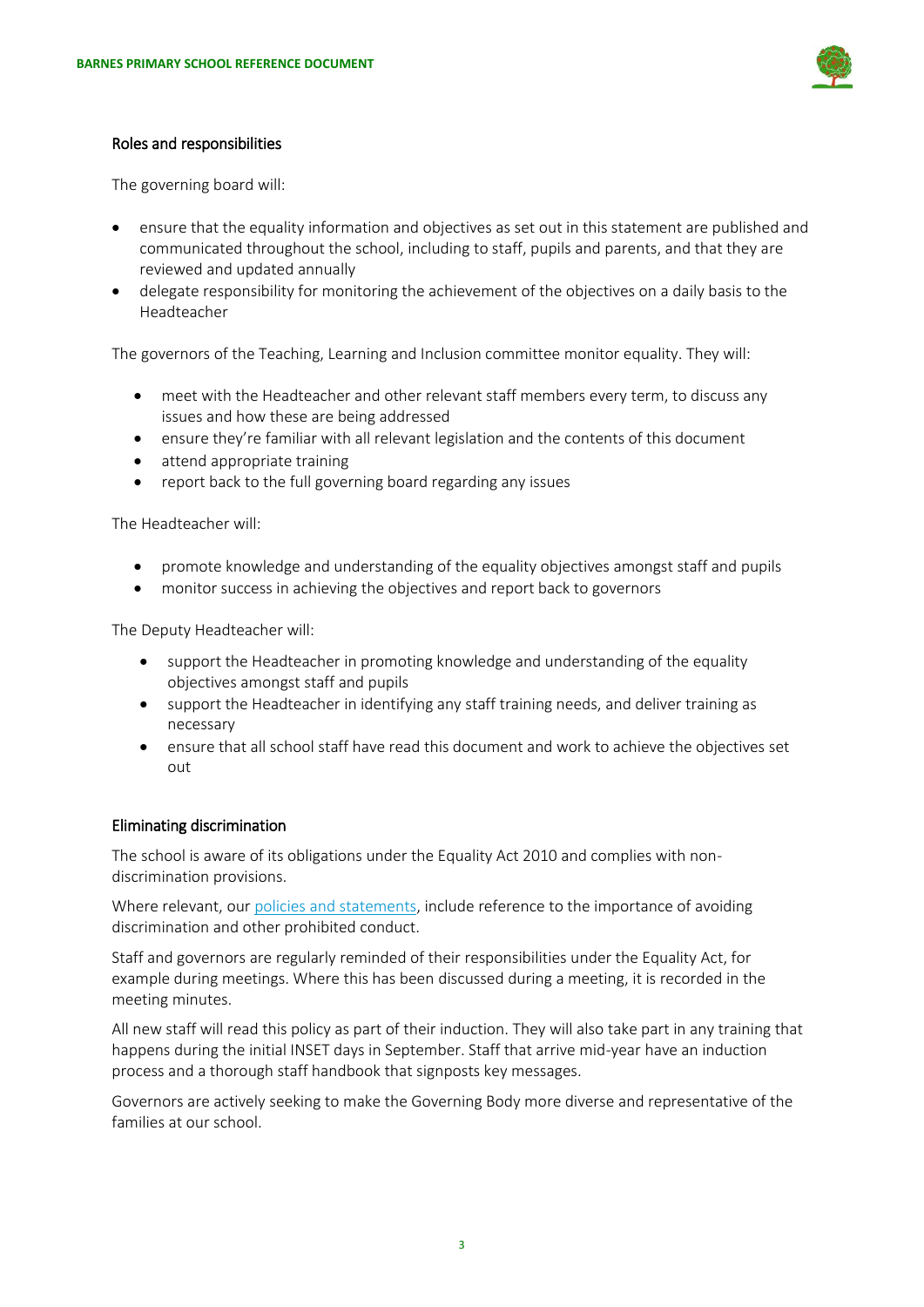## Roles and responsibilities

The governing board will:

- ensure that the equality information and objectives as set out in this statement are published and communicated throughout the school, including to staff, pupils and parents, and that they are reviewed and updated annually
- delegate responsibility for monitoring the achievement of the objectives on a daily basis to the Headteacher

The governors of the Teaching, Learning and Inclusion committee monitor equality. They will:

- meet with the Headteacher and other relevant staff members every term, to discuss any issues and how these are being addressed
- ensure they're familiar with all relevant legislation and the contents of this document
- attend appropriate training
- report back to the full governing board regarding any issues

The Headteacher will:

- promote knowledge and understanding of the equality objectives amongst staff and pupils
- monitor success in achieving the objectives and report back to governors

The Deputy Headteacher will:

- support the Headteacher in promoting knowledge and understanding of the equality objectives amongst staff and pupils
- support the Headteacher in identifying any staff training needs, and deliver training as necessary
- ensure that all school staff have read this document and work to achieve the objectives set out

## Eliminating discrimination

The school is aware of its obligations under the Equality Act 2010 and complies with non-discrimination provisions.

Where relevant, our policies and statements, include reference to the importance of avoiding discrimination and other prohibited conduct.

Staff and governors are regularly reminded of their responsibilities under the Equality Act, for example during meetings. Where this has been discussed during a meeting, it is recorded in the meeting minutes.

All new staff will read this policy as part of their induction. They will also take part in any training that happens during the initial INSET days in September. Staff that arrive mid-year have an induction process and a thorough staff handbook that signposts key messages.

Governors are actively seeking to make the Governing Body more diverse and representative of the families at our school.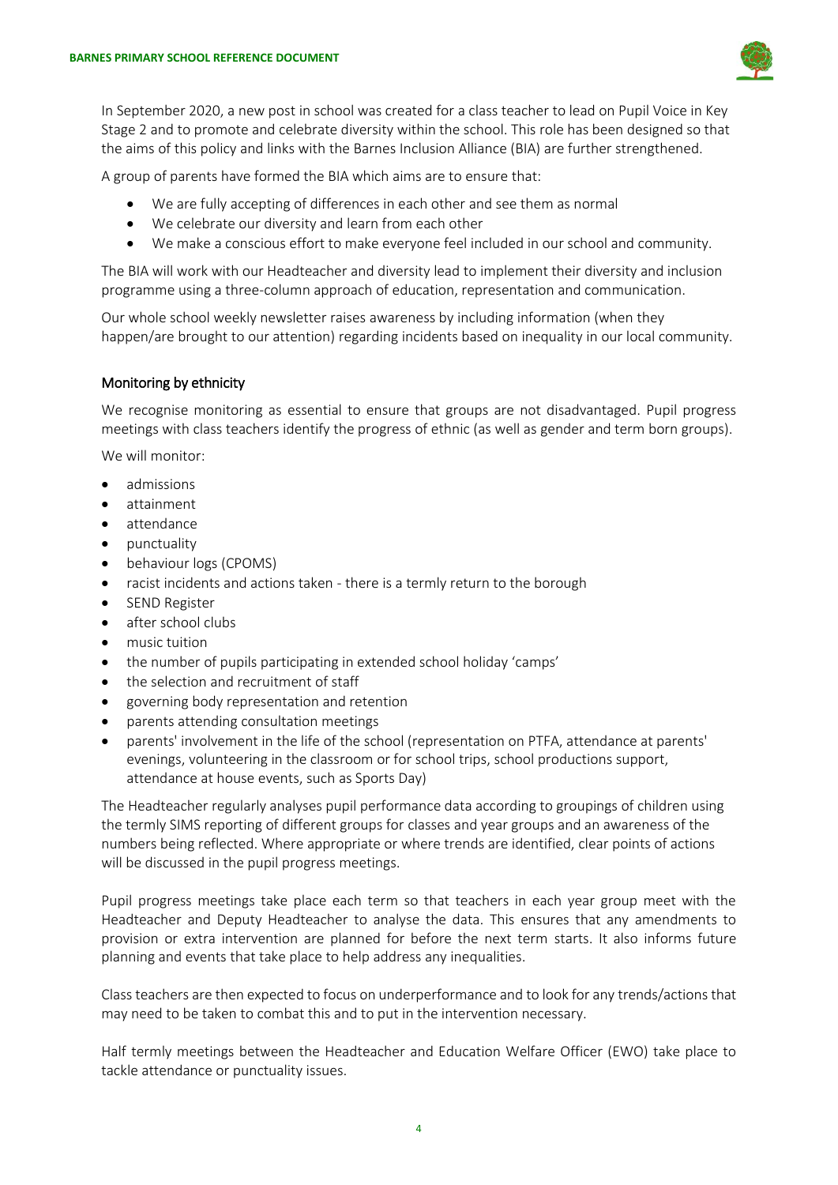In September 2020, a new post in school was created for a class teacher to lead on Pupil Voice in Key Stage 2 and to promote and celebrate diversity within the school. This role has been designed so that the aims of this policy and links with the Barnes Inclusion Alliance (BIA) are further strengthened.

A group of parents have formed the BIA which aims are to ensure that:

- We are fully accepting of differences in each other and see them as normal
- We celebrate our diversity and learn from each other
- We make a conscious effort to make everyone feel included in our school and community.

The BIA will work with our Headteacher and diversity lead to implement their diversity and inclusion programme using a three-column approach of education, representation and communication.

Our whole school weekly newsletter raises awareness by including information (when they happen/are brought to our attention) regarding incidents based on inequality in our local community.

## Monitoring by ethnicity

We recognise monitoring as essential to ensure that groups are not disadvantaged. Pupil progress meetings with class teachers identify the progress of ethnic (as well as gender and term born groups).

We will monitor:

- admissions
- attainment
- attendance
- punctuality
- behaviour logs (CPOMS)
- racist incidents and actions taken - there is a termly return to the borough
- SEND Register
- after school clubs
- music tuition
- the number of pupils participating in extended school holiday 'camps'
- the selection and recruitment of staff
- governing body representation and retention
- parents attending consultation meetings
- parents' involvement in the life of the school (representation on PTFA, attendance at parents' evenings, volunteering in the classroom or for school trips, school productions support, attendance at house events, such as Sports Day)

The Headteacher regularly analyses pupil performance data according to groupings of children using the termly SIMS reporting of different groups for classes and year groups and an awareness of the numbers being reflected. Where appropriate or where trends are identified, clear points of actions will be discussed in the pupil progress meetings.

Pupil progress meetings take place each term so that teachers in each year group meet with the Headteacher and Deputy Headteacher to analyse the data. This ensures that any amendments to provision or extra intervention are planned for before the next term starts. It also informs future planning and events that take place to help address any inequalities.

Class teachers are then expected to focus on underperformance and to look for any trends/actions that may need to be taken to combat this and to put in the intervention necessary.

Half termly meetings between the Headteacher and Education Welfare Officer (EWO) take place to tackle attendance or punctuality issues.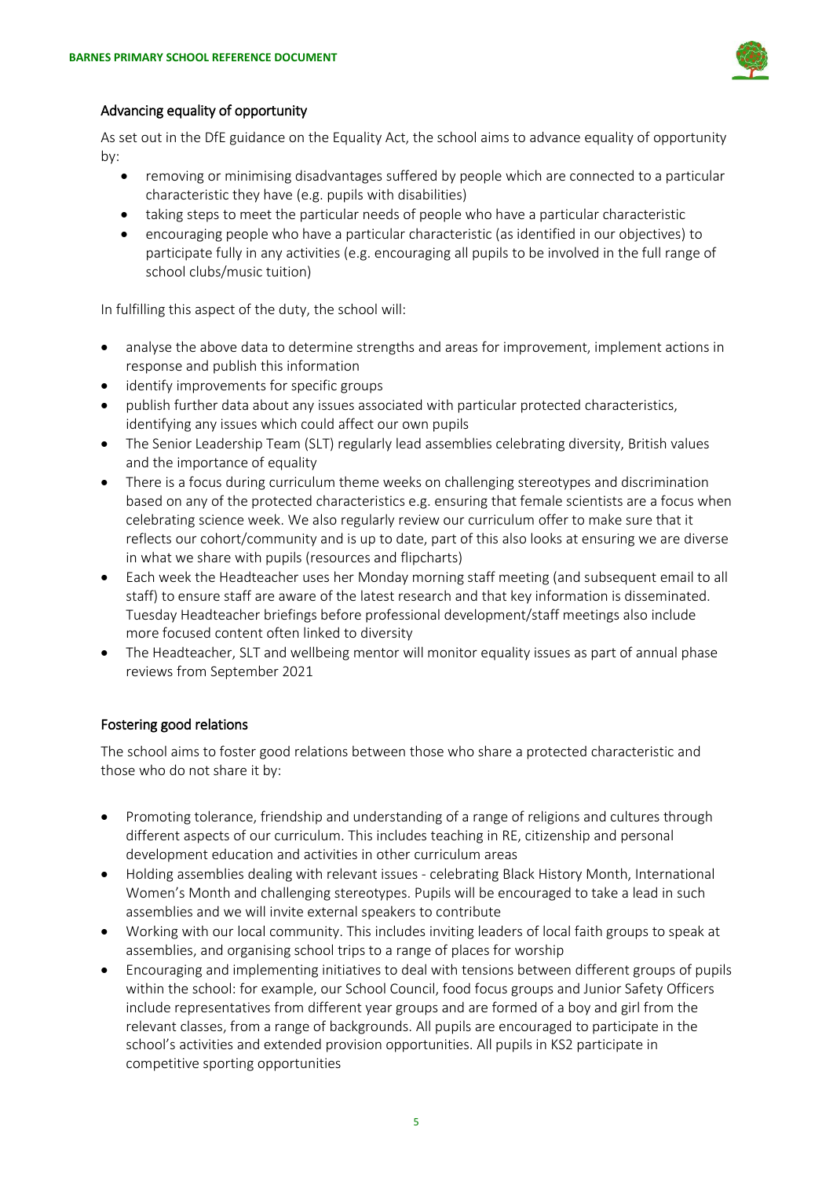## Advancing equality of opportunity

As set out in the DfE guidance on the Equality Act, the school aims to advance equality of opportunity by:

- removing or minimising disadvantages suffered by people which are connected to a particular characteristic they have (e.g. pupils with disabilities)
- taking steps to meet the particular needs of people who have a particular characteristic
- encouraging people who have a particular characteristic (as identified in our objectives) to participate fully in any activities (e.g. encouraging all pupils to be involved in the full range of school clubs/music tuition)

In fulfilling this aspect of the duty, the school will:

- analyse the above data to determine strengths and areas for improvement, implement actions in response and publish this information
- identify improvements for specific groups
- publish further data about any issues associated with particular protected characteristics, identifying any issues which could affect our own pupils
- The Senior Leadership Team (SLT) regularly lead assemblies celebrating diversity, British values and the importance of equality
- There is a focus during curriculum theme weeks on challenging stereotypes and discrimination based on any of the protected characteristics e.g. ensuring that female scientists are a focus when celebrating science week. We also regularly review our curriculum offer to make sure that it reflects our cohort/community and is up to date, part of this also looks at ensuring we are diverse in what we share with pupils (resources and flipcharts)
- Each week the Headteacher uses her Monday morning staff meeting (and subsequent email to all staff) to ensure staff are aware of the latest research and that key information is disseminated. Tuesday Headteacher briefings before professional development/staff meetings also include more focused content often linked to diversity
- The Headteacher, SLT and wellbeing mentor will monitor equality issues as part of annual phase reviews from September 2021

## Fostering good relations

The school aims to foster good relations between those who share a protected characteristic and those who do not share it by:

- Promoting tolerance, friendship and understanding of a range of religions and cultures through different aspects of our curriculum. This includes teaching in RE, citizenship and personal development education and activities in other curriculum areas
- Holding assemblies dealing with relevant issues - celebrating Black History Month, International Women's Month and challenging stereotypes. Pupils will be encouraged to take a lead in such assemblies and we will invite external speakers to contribute
- Working with our local community. This includes inviting leaders of local faith groups to speak at assemblies, and organising school trips to a range of places for worship
- Encouraging and implementing initiatives to deal with tensions between different groups of pupils within the school: for example, our School Council, food focus groups and Junior Safety Officers include representatives from different year groups and are formed of a boy and girl from the relevant classes, from a range of backgrounds. All pupils are encouraged to participate in the school's activities and extended provision opportunities. All pupils in KS2 participate in competitive sporting opportunities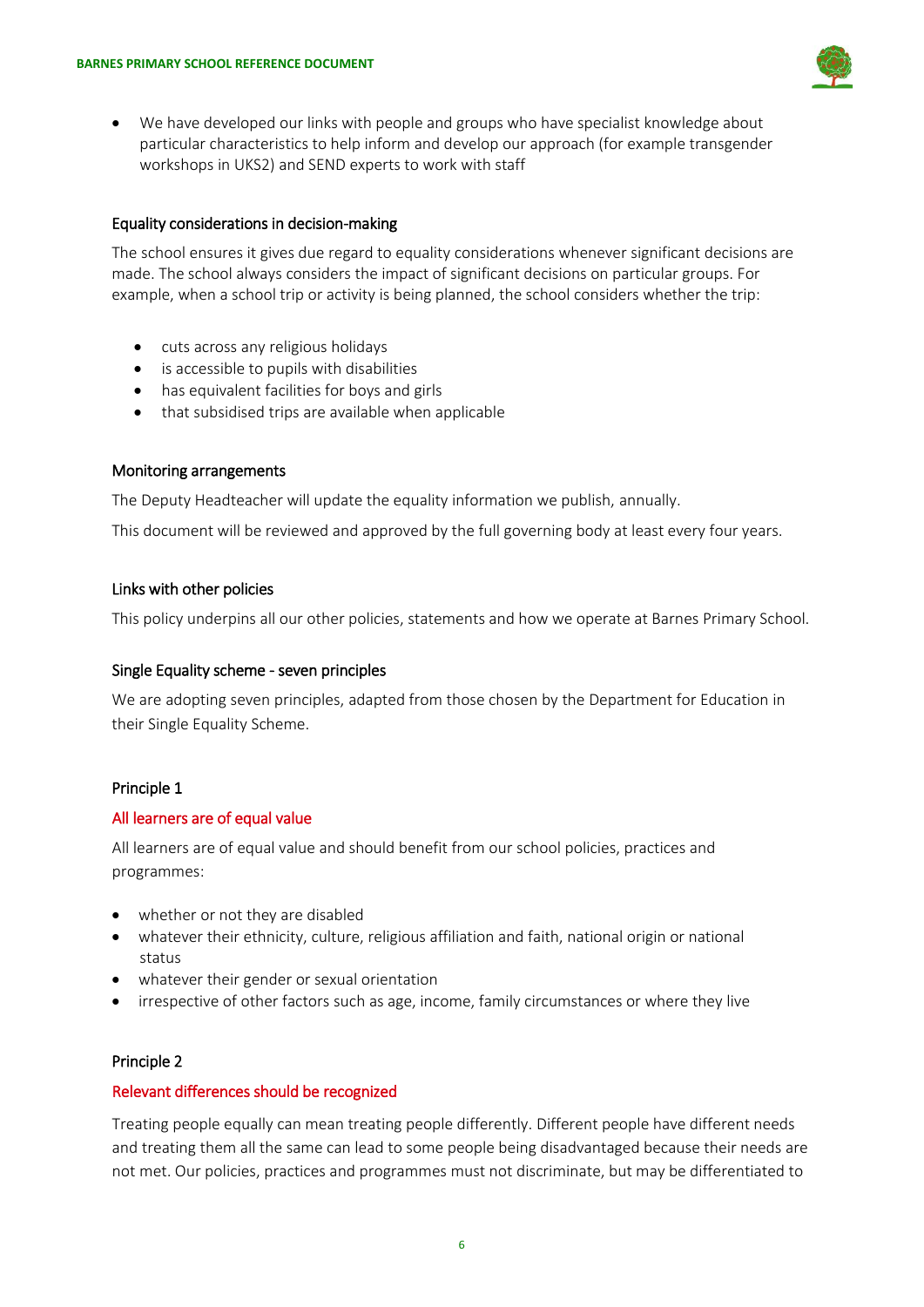- We have developed our links with people and groups who have specialist knowledge about particular characteristics to help inform and develop our approach (for example transgender workshops in UKS2) and SEND experts to work with staff

### Equality considerations in decision-making

The school ensures it gives due regard to equality considerations whenever significant decisions are made. The school always considers the impact of significant decisions on particular groups. For example, when a school trip or activity is being planned, the school considers whether the trip:

- cuts across any religious holidays
- is accessible to pupils with disabilities
- has equivalent facilities for boys and girls
- that subsidised trips are available when applicable

### Monitoring arrangements

The Deputy Headteacher will update the equality information we publish, annually.

This document will be reviewed and approved by the full governing body at least every four years.

### Links with other policies

This policy underpins all our other policies, statements and how we operate at Barnes Primary School.

### Single Equality scheme - seven principles

We are adopting seven principles, adapted from those chosen by the Department for Education in their Single Equality Scheme.

### Principle 1

#### All learners are of equal value

All learners are of equal value and should benefit from our school policies, practices and programmes:

- whether or not they are disabled
- whatever their ethnicity, culture, religious affiliation and faith, national origin or national status
- whatever their gender or sexual orientation
- irrespective of other factors such as age, income, family circumstances or where they live

### Principle 2

#### Relevant differences should be recognized

Treating people equally can mean treating people differently. Different people have different needs and treating them all the same can lead to some people being disadvantaged because their needs are not met. Our policies, practices and programmes must not discriminate, but may be differentiated to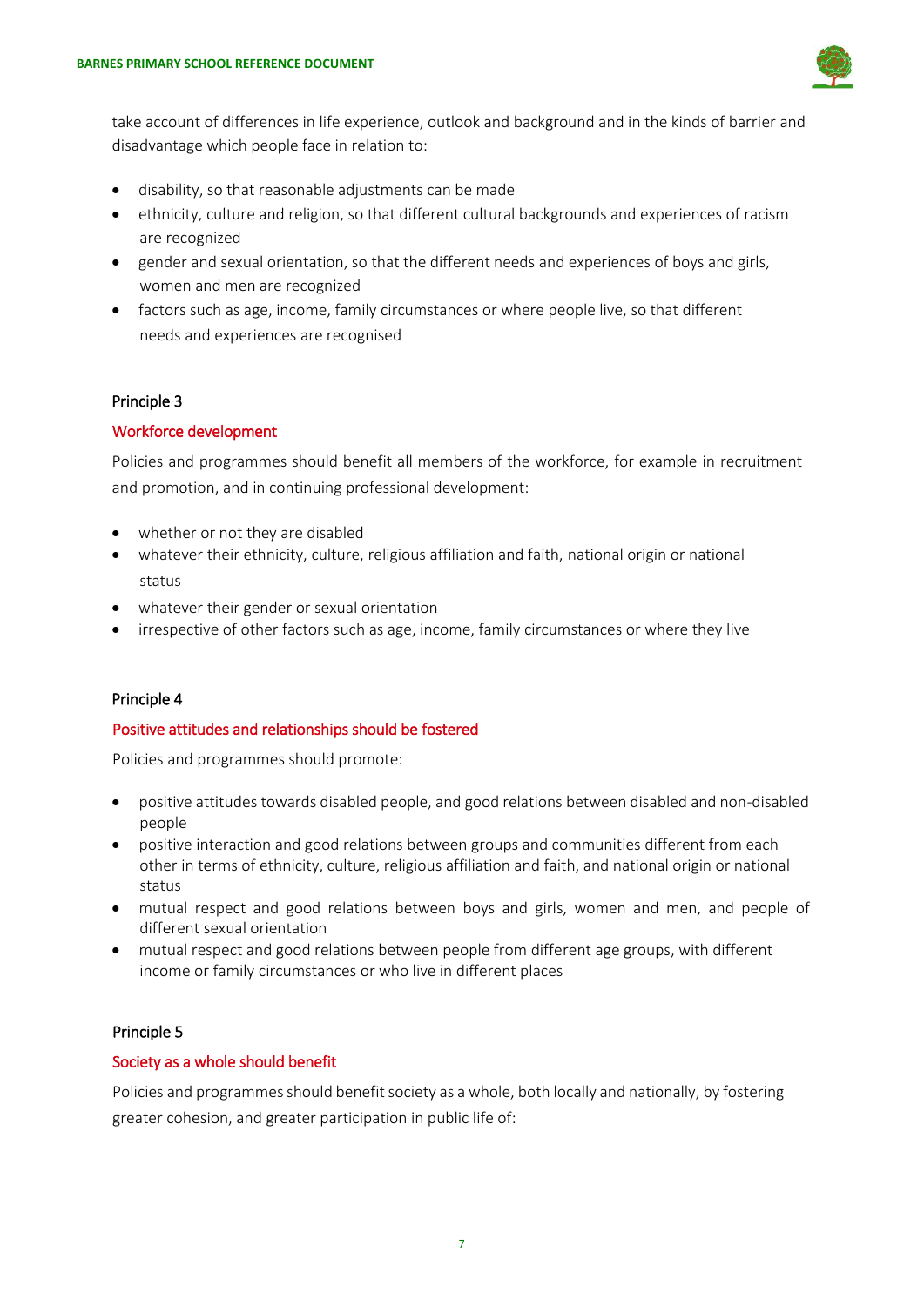take account of differences in life experience, outlook and background and in the kinds of barrier and disadvantage which people face in relation to:

- disability, so that reasonable adjustments can be made
- ethnicity, culture and religion, so that different cultural backgrounds and experiences of racism are recognized
- gender and sexual orientation, so that the different needs and experiences of boys and girls, women and men are recognized
- factors such as age, income, family circumstances or where people live, so that different needs and experiences are recognised

Principle 3

Workforce development

Policies and programmes should benefit all members of the workforce, for example in recruitment and promotion, and in continuing professional development:

- whether or not they are disabled
- whatever their ethnicity, culture, religious affiliation and faith, national origin or national status
- whatever their gender or sexual orientation
- irrespective of other factors such as age, income, family circumstances or where they live

Principle 4

Positive attitudes and relationships should be fostered

Policies and programmes should promote:

- positive attitudes towards disabled people, and good relations between disabled and non-disabled people
- positive interaction and good relations between groups and communities different from each other in terms of ethnicity, culture, religious affiliation and faith, and national origin or national status
- mutual respect and good relations between boys and girls, women and men, and people of different sexual orientation
- mutual respect and good relations between people from different age groups, with different income or family circumstances or who live in different places

Principle 5

Society as a whole should benefit

Policies and programmes should benefit society as a whole, both locally and nationally, by fostering greater cohesion, and greater participation in public life of: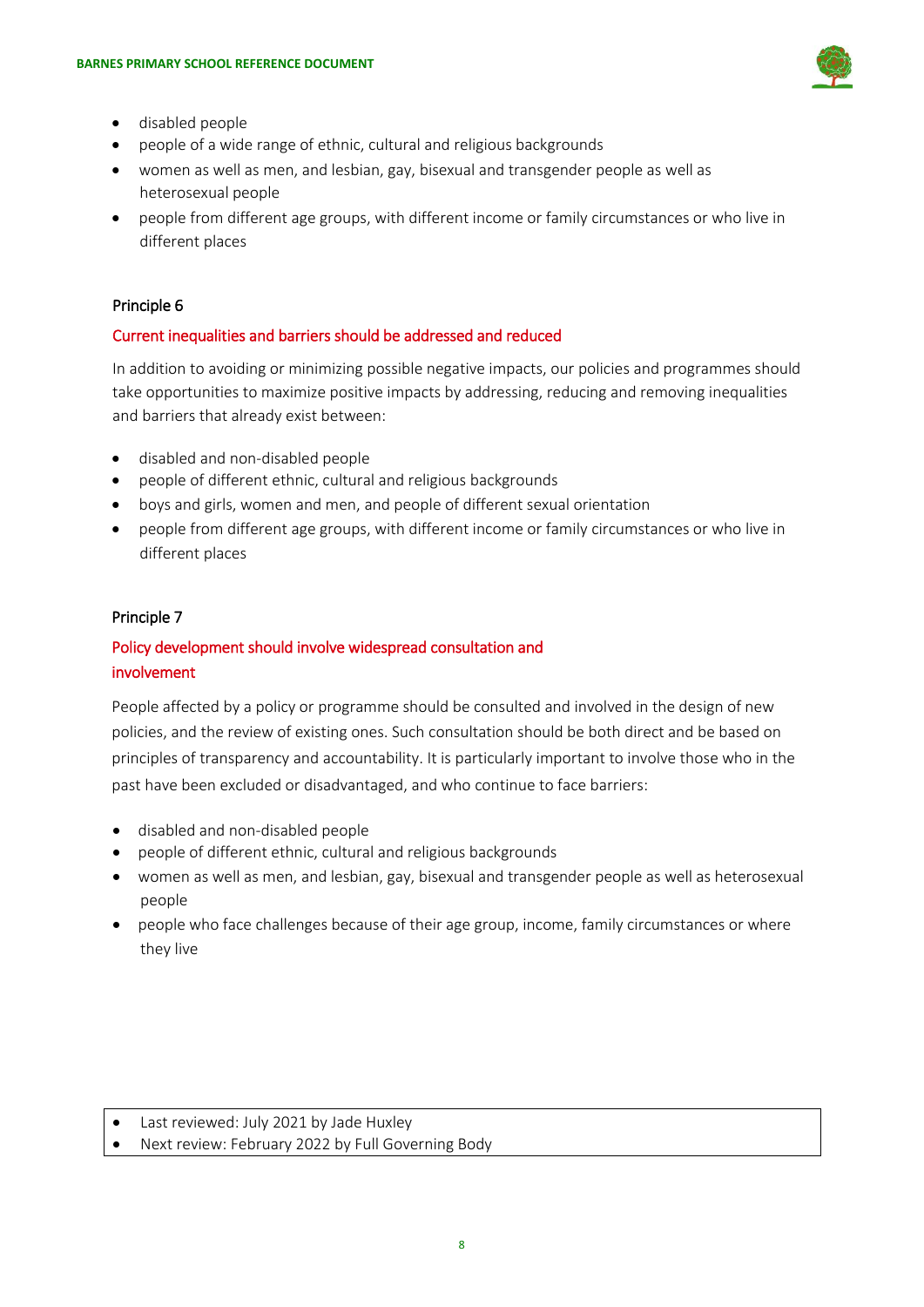- disabled people
- people of a wide range of ethnic, cultural and religious backgrounds
- women as well as men, and lesbian, gay, bisexual and transgender people as well as heterosexual people
- people from different age groups, with different income or family circumstances or who live in different places

### Principle 6

#### Current inequalities and barriers should be addressed and reduced

In addition to avoiding or minimizing possible negative impacts, our policies and programmes should take opportunities to maximize positive impacts by addressing, reducing and removing inequalities and barriers that already exist between:

- disabled and non-disabled people
- people of different ethnic, cultural and religious backgrounds
- boys and girls, women and men, and people of different sexual orientation
- people from different age groups, with different income or family circumstances or who live in different places

### Principle 7

#### Policy development should involve widespread consultation and involvement

People affected by a policy or programme should be consulted and involved in the design of new policies, and the review of existing ones. Such consultation should be both direct and be based on principles of transparency and accountability. It is particularly important to involve those who in the past have been excluded or disadvantaged, and who continue to face barriers:

- disabled and non-disabled people
- people of different ethnic, cultural and religious backgrounds
- women as well as men, and lesbian, gay, bisexual and transgender people as well as heterosexual people
- people who face challenges because of their age group, income, family circumstances or where they live

- Last reviewed: July 2021 by Jade Huxley
- Next review: February 2022 by Full Governing Body